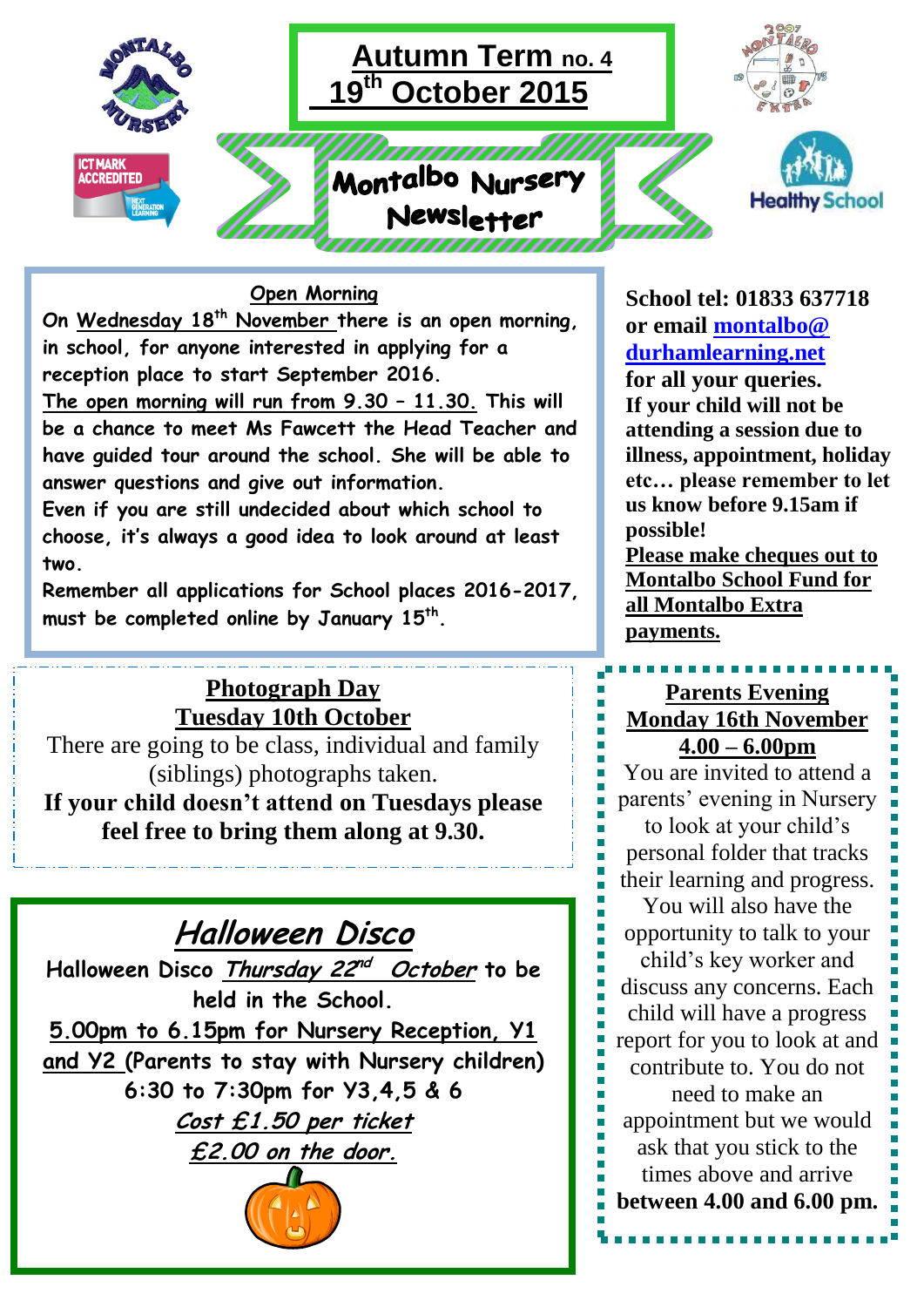# Autumn Term no. 4
## 19th October 2015

# Montalbo Nursery Newsletter

ICT MARK ACCREDITED

Healthy School

## Open Morning

On Wednesday 18th November there is an open morning, in school, for anyone interested in applying for a reception place to start September 2016.

The open morning will run from 9.30 – 11.30. This will be a chance to meet Ms Fawcett the Head Teacher and have guided tour around the school. She will be able to answer questions and give out information.

Even if you are still undecided about which school to choose, it's always a good idea to look around at least two.

Remember all applications for School places 2016-2017, must be completed online by January 15th.

**School tel: 01833 637718 or email montalbo@durhamlearning.net for all your queries.**

**If your child will not be attending a session due to illness, appointment, holiday etc… please remember to let us know before 9.15am if possible!**

**Please make cheques out to Montalbo School Fund for all Montalbo Extra payments.**

## Photograph Day
## Tuesday 10th October

There are going to be class, individual and family (siblings) photographs taken.

**If your child doesn't attend on Tuesdays please feel free to bring them along at 9.30.**

## Parents Evening
## Monday 16th November
## 4.00 – 6.00pm

You are invited to attend a parents' evening in Nursery to look at your child's personal folder that tracks their learning and progress. You will also have the opportunity to talk to your child's key worker and discuss any concerns. Each child will have a progress report for you to look at and contribute to. You do not need to make an appointment but we would ask that you stick to the times above and arrive **between 4.00 and 6.00 pm.**

## *Halloween Disco*

Halloween Disco *Thursday 22nd October* to be held in the School.

5.00pm to 6.15pm for Nursery Reception, Y1 and Y2 (Parents to stay with Nursery children)

6:30 to 7:30pm for Y3,4,5 & 6

*Cost £1.50 per ticket*

*£2.00 on the door.*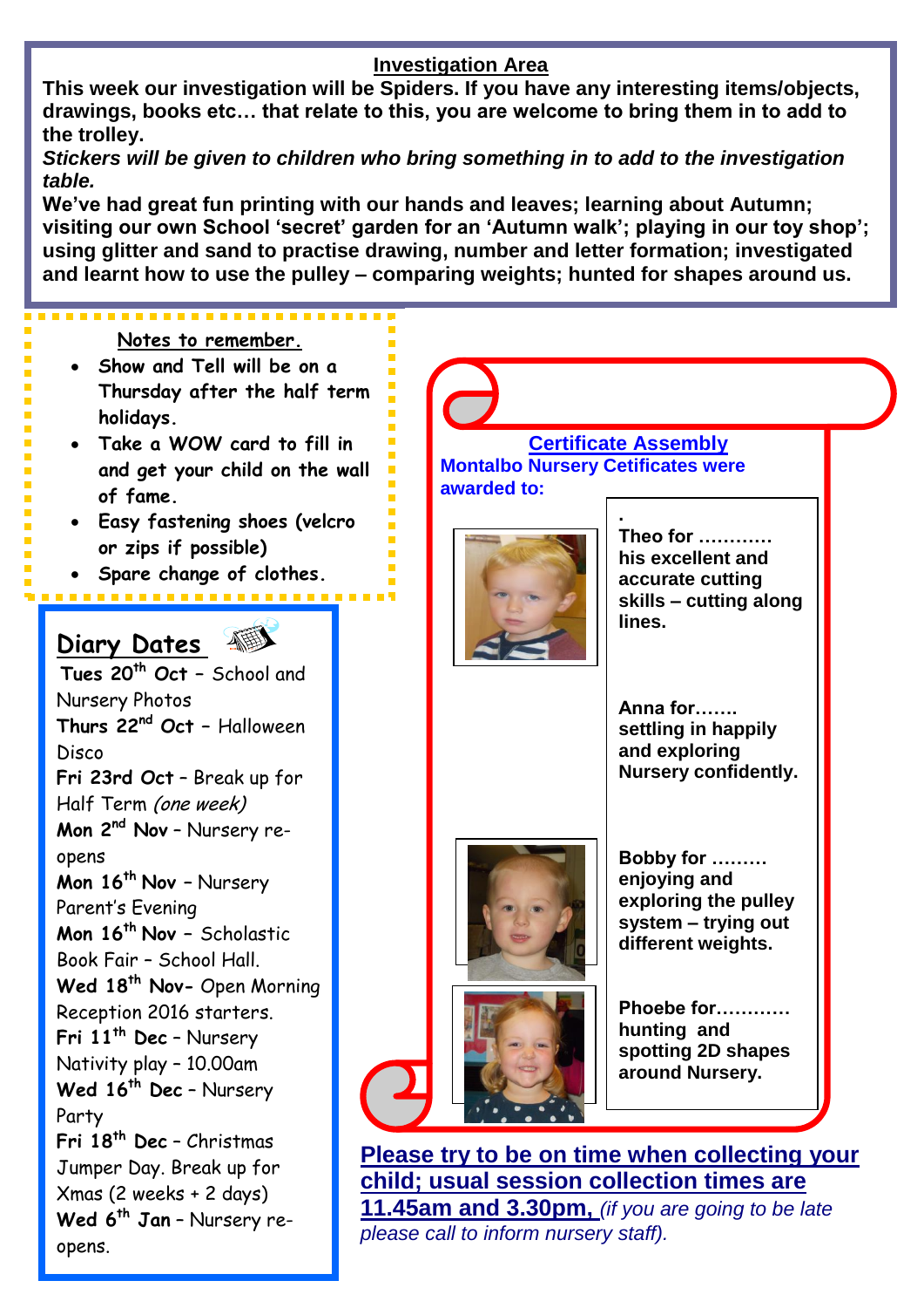## Investigation Area

**This week our investigation will be Spiders. If you have any interesting items/objects, drawings, books etc… that relate to this, you are welcome to bring them in to add to the trolley.**

***Stickers will be given to children who bring something in to add to the investigation table.***

**We've had great fun printing with our hands and leaves; learning about Autumn; visiting our own School 'secret' garden for an 'Autumn walk'; playing in our toy shop'; using glitter and sand to practise drawing, number and letter formation; investigated and learnt how to use the pulley – comparing weights; hunted for shapes around us.**

### Notes to remember.

- Show and Tell will be on a Thursday after the half term holidays.
- Take a WOW card to fill in and get your child on the wall of fame.
- Easy fastening shoes (velcro or zips if possible)
- Spare change of clothes.

## Diary Dates

**Tues 20th Oct** – School and Nursery Photos
**Thurs 22nd Oct** – Halloween Disco
**Fri 23rd Oct** – Break up for Half Term *(one week)*
**Mon 2nd Nov** – Nursery re-opens
**Mon 16th Nov** – Nursery Parent's Evening
**Mon 16th Nov** – Scholastic Book Fair – School Hall.
**Wed 18th Nov-** Open Morning Reception 2016 starters.
**Fri 11th Dec** – Nursery Nativity play – 10.00am
**Wed 16th Dec** – Nursery Party
**Fri 18th Dec** – Christmas Jumper Day. Break up for Xmas (2 weeks + 2 days)
**Wed 6th Jan** – Nursery re-opens.

## Certificate Assembly

**Montalbo Nursery Cetificates were awarded to:**

**Theo for ………… his excellent and accurate cutting skills – cutting along lines.**

**Anna for……. settling in happily and exploring Nursery confidently.**

**Bobby for ……… enjoying and exploring the pulley system – trying out different weights.**

**Phoebe for………… hunting and spotting 2D shapes around Nursery.**

**Please try to be on time when collecting your child; usual session collection times are 11.45am and 3.30pm,** *(if you are going to be late please call to inform nursery staff).*